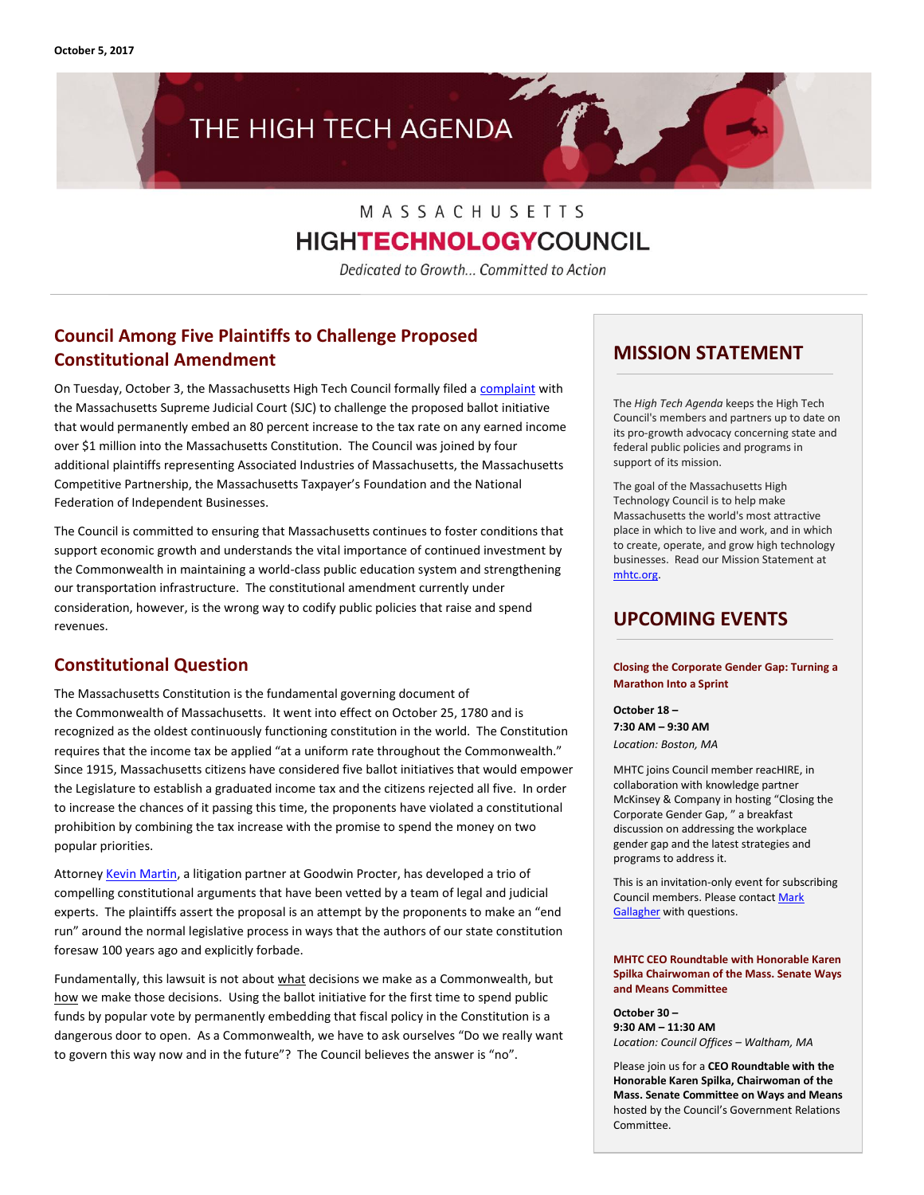October 5, 2017

# THE HIGH TECH AGENDA

MASSACHUSETTS
HIGHTECHNOLOGYCOUNCIL

*Dedicated to Growth... Committed to Action*

## Council Among Five Plaintiffs to Challenge Proposed Constitutional Amendment

On Tuesday, October 3, the Massachusetts High Tech Council formally filed a complaint with the Massachusetts Supreme Judicial Court (SJC) to challenge the proposed ballot initiative that would permanently embed an 80 percent increase to the tax rate on any earned income over $1 million into the Massachusetts Constitution. The Council was joined by four additional plaintiffs representing Associated Industries of Massachusetts, the Massachusetts Competitive Partnership, the Massachusetts Taxpayer's Foundation and the National Federation of Independent Businesses.

The Council is committed to ensuring that Massachusetts continues to foster conditions that support economic growth and understands the vital importance of continued investment by the Commonwealth in maintaining a world-class public education system and strengthening our transportation infrastructure. The constitutional amendment currently under consideration, however, is the wrong way to codify public policies that raise and spend revenues.

## Constitutional Question

The Massachusetts Constitution is the fundamental governing document of the Commonwealth of Massachusetts. It went into effect on October 25, 1780 and is recognized as the oldest continuously functioning constitution in the world. The Constitution requires that the income tax be applied "at a uniform rate throughout the Commonwealth." Since 1915, Massachusetts citizens have considered five ballot initiatives that would empower the Legislature to establish a graduated income tax and the citizens rejected all five. In order to increase the chances of it passing this time, the proponents have violated a constitutional prohibition by combining the tax increase with the promise to spend the money on two popular priorities.

Attorney Kevin Martin, a litigation partner at Goodwin Procter, has developed a trio of compelling constitutional arguments that have been vetted by a team of legal and judicial experts. The plaintiffs assert the proposal is an attempt by the proponents to make an "end run" around the normal legislative process in ways that the authors of our state constitution foresaw 100 years ago and explicitly forbade.

Fundamentally, this lawsuit is not about what decisions we make as a Commonwealth, but how we make those decisions. Using the ballot initiative for the first time to spend public funds by popular vote by permanently embedding that fiscal policy in the Constitution is a dangerous door to open. As a Commonwealth, we have to ask ourselves "Do we really want to govern this way now and in the future"? The Council believes the answer is "no".

## MISSION STATEMENT

The *High Tech Agenda* keeps the High Tech Council's members and partners up to date on its pro-growth advocacy concerning state and federal public policies and programs in support of its mission.

The goal of the Massachusetts High Technology Council is to help make Massachusetts the world's most attractive place in which to live and work, and in which to create, operate, and grow high technology businesses. Read our Mission Statement at mhtc.org.

## UPCOMING EVENTS

### Closing the Corporate Gender Gap: Turning a Marathon Into a Sprint

**October 18 –**
**7:30 AM – 9:30 AM**
*Location: Boston, MA*

MHTC joins Council member reacHIRE, in collaboration with knowledge partner McKinsey & Company in hosting "Closing the Corporate Gender Gap, " a breakfast discussion on addressing the workplace gender gap and the latest strategies and programs to address it.

This is an invitation-only event for subscribing Council members. Please contact Mark Gallagher with questions.

### MHTC CEO Roundtable with Honorable Karen Spilka Chairwoman of the Mass. Senate Ways and Means Committee

**October 30 –**
**9:30 AM – 11:30 AM**
*Location: Council Offices – Waltham, MA*

Please join us for a **CEO Roundtable with the Honorable Karen Spilka, Chairwoman of the Mass. Senate Committee on Ways and Means** hosted by the Council's Government Relations Committee.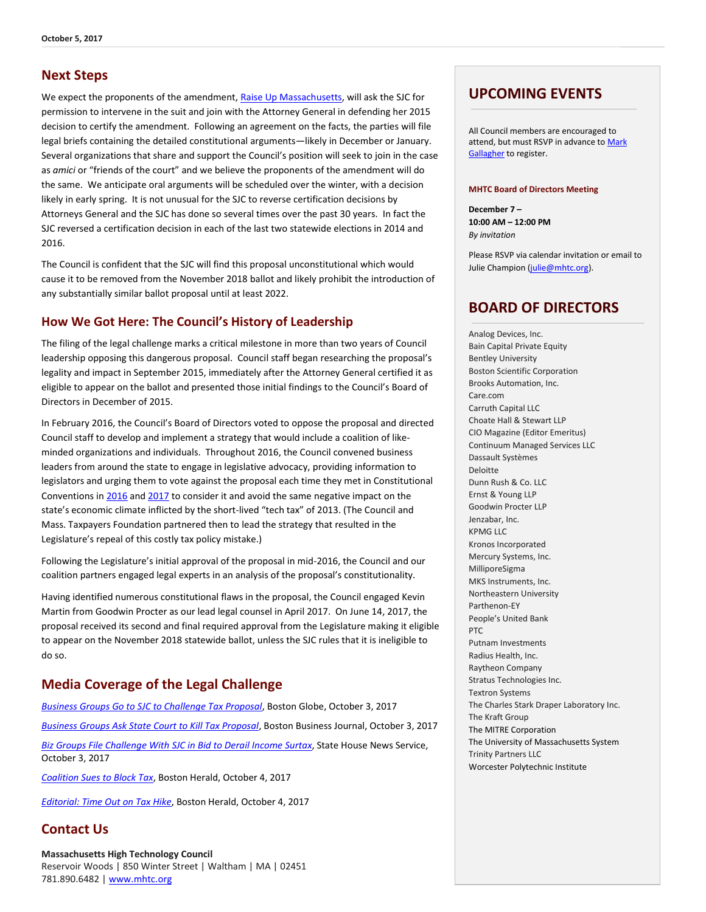## Next Steps

We expect the proponents of the amendment, [Raise Up Massachusetts](), will ask the SJC for permission to intervene in the suit and join with the Attorney General in defending her 2015 decision to certify the amendment. Following an agreement on the facts, the parties will file legal briefs containing the detailed constitutional arguments—likely in December or January. Several organizations that share and support the Council's position will seek to join in the case as *amici* or "friends of the court" and we believe the proponents of the amendment will do the same. We anticipate oral arguments will be scheduled over the winter, with a decision likely in early spring. It is not unusual for the SJC to reverse certification decisions by Attorneys General and the SJC has done so several times over the past 30 years. In fact the SJC reversed a certification decision in each of the last two statewide elections in 2014 and 2016.

The Council is confident that the SJC will find this proposal unconstitutional which would cause it to be removed from the November 2018 ballot and likely prohibit the introduction of any substantially similar ballot proposal until at least 2022.

## How We Got Here: The Council's History of Leadership

The filing of the legal challenge marks a critical milestone in more than two years of Council leadership opposing this dangerous proposal. Council staff began researching the proposal's legality and impact in September 2015, immediately after the Attorney General certified it as eligible to appear on the ballot and presented those initial findings to the Council's Board of Directors in December of 2015.

In February 2016, the Council's Board of Directors voted to oppose the proposal and directed Council staff to develop and implement a strategy that would include a coalition of like-minded organizations and individuals. Throughout 2016, the Council convened business leaders from around the state to engage in legislative advocacy, providing information to legislators and urging them to vote against the proposal each time they met in Constitutional Conventions in [2016]() and [2017]() to consider it and avoid the same negative impact on the state's economic climate inflicted by the short-lived "tech tax" of 2013. (The Council and Mass. Taxpayers Foundation partnered then to lead the strategy that resulted in the Legislature's repeal of this costly tax policy mistake.)

Following the Legislature's initial approval of the proposal in mid-2016, the Council and our coalition partners engaged legal experts in an analysis of the proposal's constitutionality.

Having identified numerous constitutional flaws in the proposal, the Council engaged Kevin Martin from Goodwin Procter as our lead legal counsel in April 2017. On June 14, 2017, the proposal received its second and final required approval from the Legislature making it eligible to appear on the November 2018 statewide ballot, unless the SJC rules that it is ineligible to do so.

## Media Coverage of the Legal Challenge

*[Business Groups Go to SJC to Challenge Tax Proposal]()*, Boston Globe, October 3, 2017

*[Business Groups Ask State Court to Kill Tax Proposal]()*, Boston Business Journal, October 3, 2017

*[Biz Groups File Challenge With SJC in Bid to Derail Income Surtax]()*, State House News Service, October 3, 2017

*[Coalition Sues to Block Tax]()*, Boston Herald, October 4, 2017

*[Editorial: Time Out on Tax Hike]()*, Boston Herald, October 4, 2017

## Contact Us

**Massachusetts High Technology Council**
Reservoir Woods | 850 Winter Street | Waltham | MA | 02451
781.890.6482 | [www.mhtc.org]()

## UPCOMING EVENTS

All Council members are encouraged to attend, but must RSVP in advance to [Mark Gallagher]() to register.

**MHTC Board of Directors Meeting**

**December 7 –**
**10:00 AM – 12:00 PM**
*By invitation*

Please RSVP via calendar invitation or email to Julie Champion ([julie@mhtc.org]()).

## BOARD OF DIRECTORS

Analog Devices, Inc.
Bain Capital Private Equity
Bentley University
Boston Scientific Corporation
Brooks Automation, Inc.
Care.com
Carruth Capital LLC
Choate Hall & Stewart LLP
CIO Magazine (Editor Emeritus)
Continuum Managed Services LLC
Dassault Systèmes
Deloitte
Dunn Rush & Co. LLC
Ernst & Young LLP
Goodwin Procter LLP
Jenzabar, Inc.
KPMG LLC
Kronos Incorporated
Mercury Systems, Inc.
MilliporeSigma
MKS Instruments, Inc.
Northeastern University
Parthenon-EY
People's United Bank
PTC
Putnam Investments
Radius Health, Inc.
Raytheon Company
Stratus Technologies Inc.
Textron Systems
The Charles Stark Draper Laboratory Inc.
The Kraft Group
The MITRE Corporation
The University of Massachusetts System
Trinity Partners LLC
Worcester Polytechnic Institute